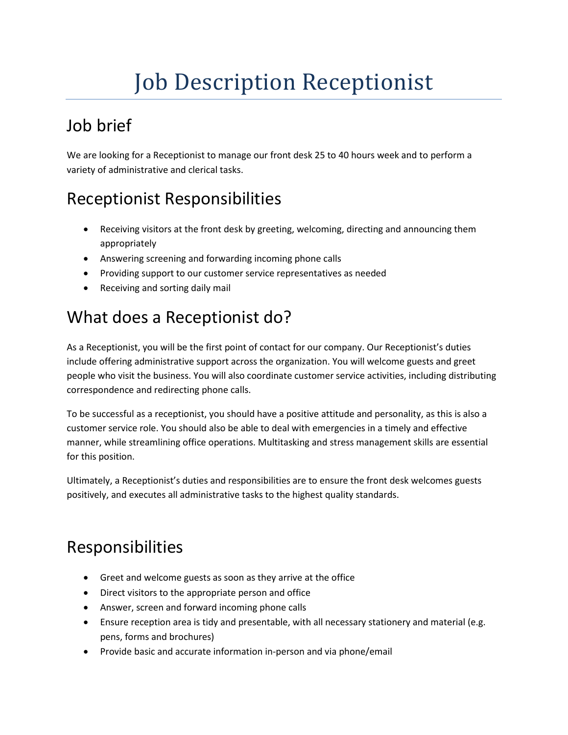# Job Description Receptionist

## Job brief

We are looking for a Receptionist to manage our front desk 25 to 40 hours week and to perform a variety of administrative and clerical tasks.

## Receptionist Responsibilities

- Receiving visitors at the front desk by greeting, welcoming, directing and announcing them appropriately
- Answering screening and forwarding incoming phone calls
- Providing support to our customer service representatives as needed
- Receiving and sorting daily mail

## What does a Receptionist do?

As a Receptionist, you will be the first point of contact for our company. Our Receptionist's duties include offering administrative support across the organization. You will welcome guests and greet people who visit the business. You will also coordinate customer service activities, including distributing correspondence and redirecting phone calls.

To be successful as a receptionist, you should have a positive attitude and personality, as this is also a customer service role. You should also be able to deal with emergencies in a timely and effective manner, while streamlining office operations. Multitasking and stress management skills are essential for this position.

Ultimately, a Receptionist's duties and responsibilities are to ensure the front desk welcomes guests positively, and executes all administrative tasks to the highest quality standards.

## Responsibilities

- Greet and welcome guests as soon as they arrive at the office
- Direct visitors to the appropriate person and office
- Answer, screen and forward incoming phone calls
- Ensure reception area is tidy and presentable, with all necessary stationery and material (e.g. pens, forms and brochures)
- Provide basic and accurate information in-person and via phone/email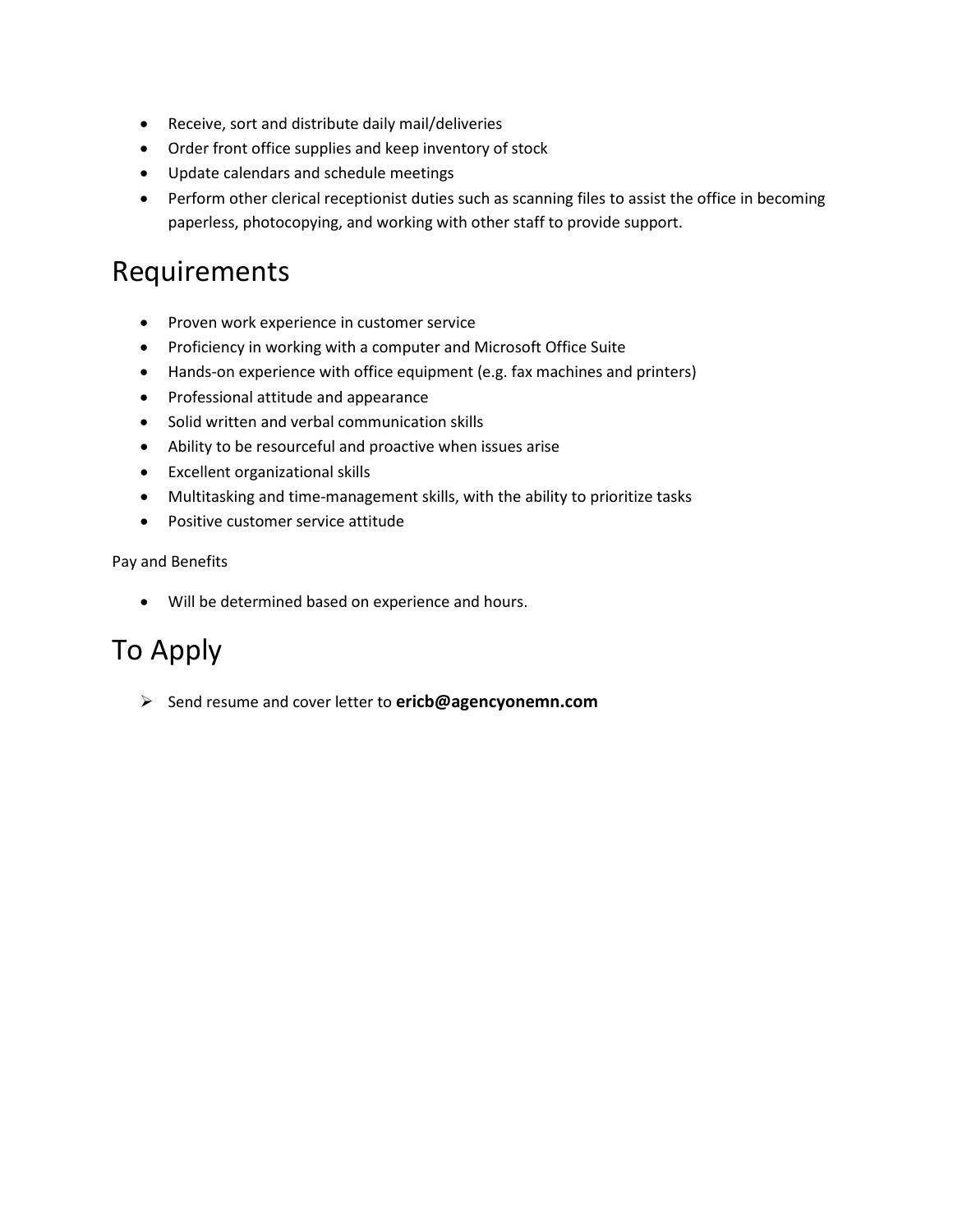- Receive, sort and distribute daily mail/deliveries
- Order front office supplies and keep inventory of stock
- Update calendars and schedule meetings
- Perform other clerical receptionist duties such as scanning files to assist the office in becoming paperless, photocopying, and working with other staff to provide support.

## Requirements

- Proven work experience in customer service
- Proficiency in working with a computer and Microsoft Office Suite
- Hands-on experience with office equipment (e.g. fax machines and printers)
- Professional attitude and appearance
- Solid written and verbal communication skills
- Ability to be resourceful and proactive when issues arise
- Excellent organizational skills
- Multitasking and time-management skills, with the ability to prioritize tasks
- Positive customer service attitude

Pay and Benefits

- Will be determined based on experience and hours.

## To Apply

- Send resume and cover letter to **ericb@agencyonemn.com**